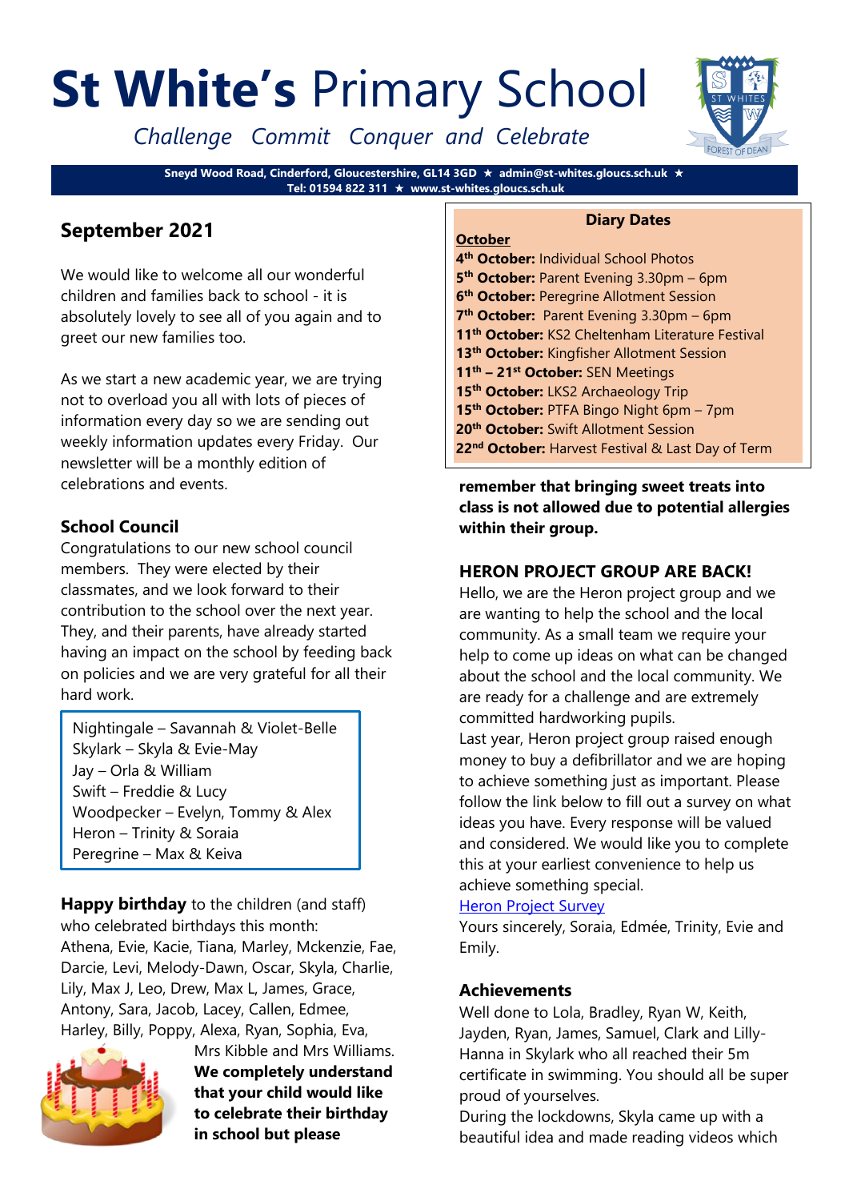# **St White's** Primary School

*Challenge Commit Conquer and Celebrate*

**Sneyd Wood Road, Cinderford, Gloucestershire, GL14 3GD ★ admin@st-whites.gloucs.sch.uk ★ Tel: 01594 822 311 ★ www.st-whites.gloucs.sch.uk**

## September 2021

We would like to welcome all our wonderful children and families back to school - it is absolutely lovely to see all of you again and to greet our new families too.

As we start a new academic year, we are trying not to overload you all with lots of pieces of information every day so we are sending out weekly information updates every Friday. Our newsletter will be a monthly edition of celebrations and events.

### School Council

Congratulations to our new school council members. They were elected by their classmates, and we look forward to their contribution to the school over the next year. They, and their parents, have already started having an impact on the school by feeding back on policies and we are very grateful for all their hard work.

Nightingale – Savannah & Violet-Belle
Skylark – Skyla & Evie-May
Jay – Orla & William
Swift – Freddie & Lucy
Woodpecker – Evelyn, Tommy & Alex
Heron – Trinity & Soraia
Peregrine – Max & Keiva

**Happy birthday** to the children (and staff) who celebrated birthdays this month:
Athena, Evie, Kacie, Tiana, Marley, Mckenzie, Fae, Darcie, Levi, Melody-Dawn, Oscar, Skyla, Charlie, Lily, Max J, Leo, Drew, Max L, James, Grace, Antony, Sara, Jacob, Lacey, Callen, Edmee, Harley, Billy, Poppy, Alexa, Ryan, Sophia, Eva, Mrs Kibble and Mrs Williams. **We completely understand that your child would like to celebrate their birthday in school but please remember that bringing sweet treats into class is not allowed due to potential allergies within their group.**

### Diary Dates

**October**

**4th October:** Individual School Photos
**5th October:** Parent Evening 3.30pm – 6pm
**6th October:** Peregrine Allotment Session
**7th October:** Parent Evening 3.30pm – 6pm
**11th October:** KS2 Cheltenham Literature Festival
**13th October:** Kingfisher Allotment Session
**11th – 21st October:** SEN Meetings
**15th October:** LKS2 Archaeology Trip
**15th October:** PTFA Bingo Night 6pm – 7pm
**20th October:** Swift Allotment Session
**22nd October:** Harvest Festival & Last Day of Term

### HERON PROJECT GROUP ARE BACK!

Hello, we are the Heron project group and we are wanting to help the school and the local community. As a small team we require your help to come up ideas on what can be changed about the school and the local community. We are ready for a challenge and are extremely committed hardworking pupils.
Last year, Heron project group raised enough money to buy a defibrillator and we are hoping to achieve something just as important. Please follow the link below to fill out a survey on what ideas you have. Every response will be valued and considered. We would like you to complete this at your earliest convenience to help us achieve something special.
Heron Project Survey
Yours sincerely, Soraia, Edmée, Trinity, Evie and Emily.

### Achievements

Well done to Lola, Bradley, Ryan W, Keith, Jayden, Ryan, James, Samuel, Clark and Lilly-Hanna in Skylark who all reached their 5m certificate in swimming. You should all be super proud of yourselves.
During the lockdowns, Skyla came up with a beautiful idea and made reading videos which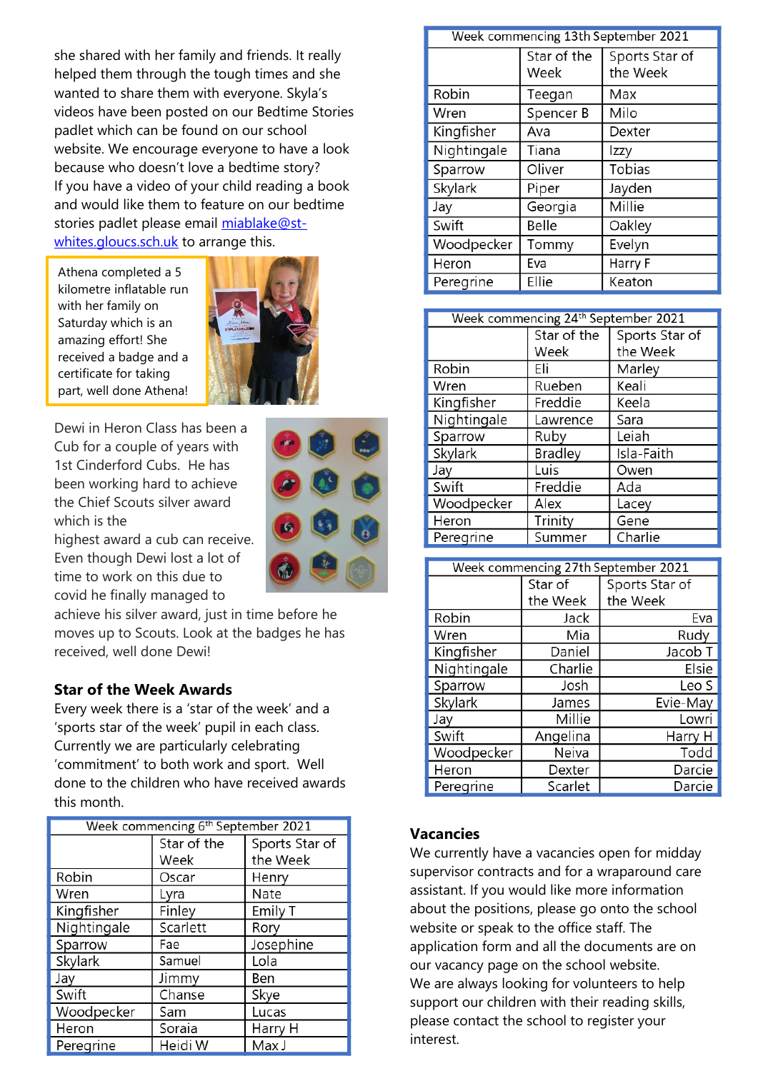she shared with her family and friends. It really helped them through the tough times and she wanted to share them with everyone. Skyla's videos have been posted on our Bedtime Stories padlet which can be found on our school website. We encourage everyone to have a look because who doesn't love a bedtime story? If you have a video of your child reading a book and would like them to feature on our bedtime stories padlet please email miablake@st-whites.gloucs.sch.uk to arrange this.

Athena completed a 5 kilometre inflatable run with her family on Saturday which is an amazing effort! She received a badge and a certificate for taking part, well done Athena!

Dewi in Heron Class has been a Cub for a couple of years with 1st Cinderford Cubs. He has been working hard to achieve the Chief Scouts silver award which is the highest award a cub can receive. Even though Dewi lost a lot of time to work on this due to covid he finally managed to achieve his silver award, just in time before he moves up to Scouts. Look at the badges he has received, well done Dewi!

## Star of the Week Awards

Every week there is a 'star of the week' and a 'sports star of the week' pupil in each class. Currently we are particularly celebrating 'commitment' to both work and sport. Well done to the children who have received awards this month.

| Week commencing 6th September 2021 | | |
|---|---|---|
| | Star of the Week | Sports Star of the Week |
| Robin | Oscar | Henry |
| Wren | Lyra | Nate |
| Kingfisher | Finley | Emily T |
| Nightingale | Scarlett | Rory |
| Sparrow | Fae | Josephine |
| Skylark | Samuel | Lola |
| Jay | Jimmy | Ben |
| Swift | Chanse | Skye |
| Woodpecker | Sam | Lucas |
| Heron | Soraia | Harry H |
| Peregrine | Heidi W | Max J |

| Week commencing 13th September 2021 | | |
|---|---|---|
| | Star of the Week | Sports Star of the Week |
| Robin | Teegan | Max |
| Wren | Spencer B | Milo |
| Kingfisher | Ava | Dexter |
| Nightingale | Tiana | Izzy |
| Sparrow | Oliver | Tobias |
| Skylark | Piper | Jayden |
| Jay | Georgia | Millie |
| Swift | Belle | Oakley |
| Woodpecker | Tommy | Evelyn |
| Heron | Eva | Harry F |
| Peregrine | Ellie | Keaton |

| Week commencing 24th September 2021 | | |
|---|---|---|
| | Star of the Week | Sports Star of the Week |
| Robin | Eli | Marley |
| Wren | Rueben | Keali |
| Kingfisher | Freddie | Keela |
| Nightingale | Lawrence | Sara |
| Sparrow | Ruby | Leiah |
| Skylark | Bradley | Isla-Faith |
| Jay | Luis | Owen |
| Swift | Freddie | Ada |
| Woodpecker | Alex | Lacey |
| Heron | Trinity | Gene |
| Peregrine | Summer | Charlie |

| Week commencing 27th September 2021 | | |
|---|---|---|
| | Star of the Week | Sports Star of the Week |
| Robin | Jack | Eva |
| Wren | Mia | Rudy |
| Kingfisher | Daniel | Jacob T |
| Nightingale | Charlie | Elsie |
| Sparrow | Josh | Leo S |
| Skylark | James | Evie-May |
| Jay | Millie | Lowri |
| Swift | Angelina | Harry H |
| Woodpecker | Neiva | Todd |
| Heron | Dexter | Darcie |
| Peregrine | Scarlet | Darcie |

## Vacancies

We currently have a vacancies open for midday supervisor contracts and for a wraparound care assistant. If you would like more information about the positions, please go onto the school website or speak to the office staff. The application form and all the documents are on our vacancy page on the school website.
We are always looking for volunteers to help support our children with their reading skills, please contact the school to register your interest.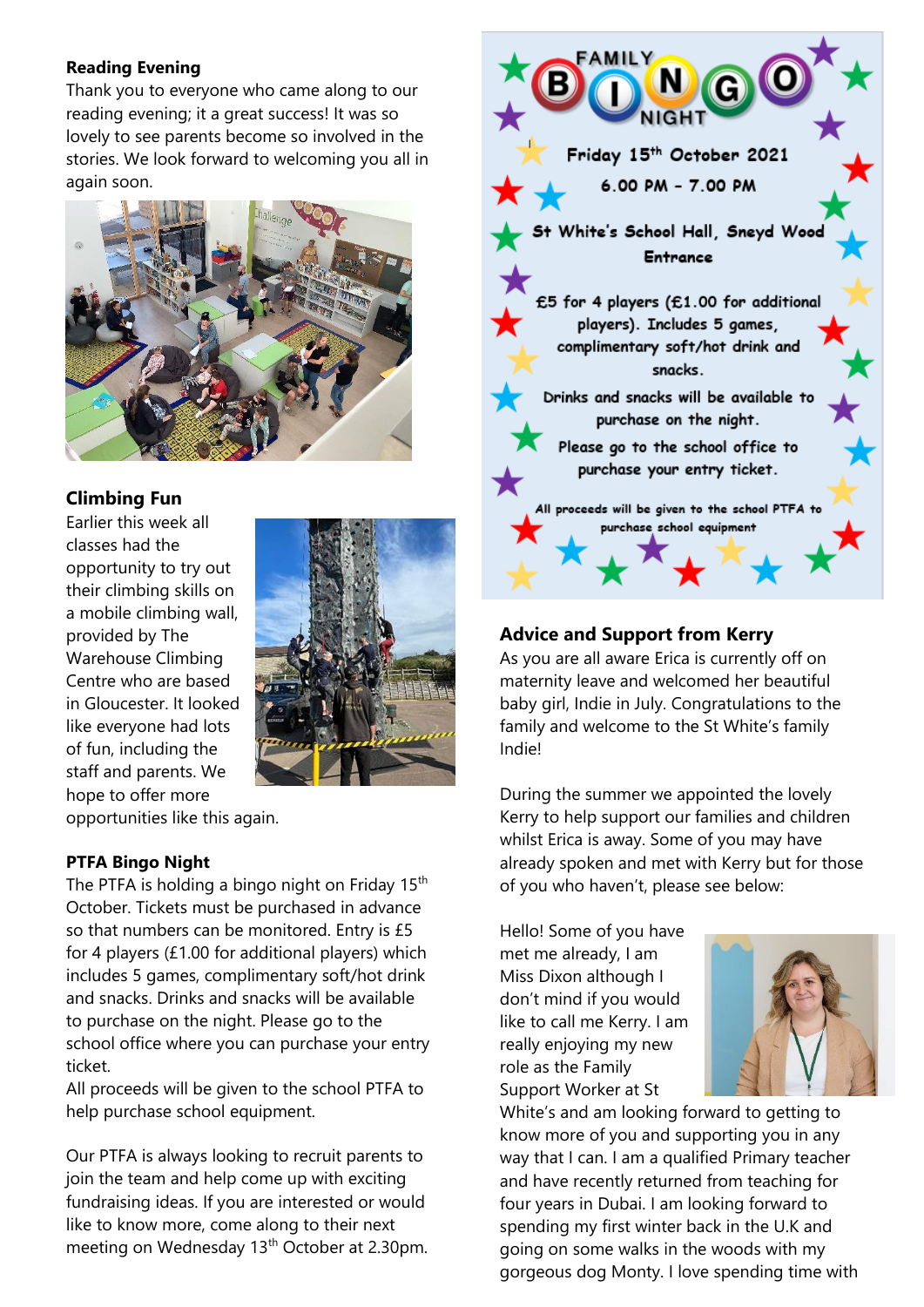**Reading Evening**

Thank you to everyone who came along to our reading evening; it a great success! It was so lovely to see parents become so involved in the stories. We look forward to welcoming you all in again soon.

## Climbing Fun

Earlier this week all classes had the opportunity to try out their climbing skills on a mobile climbing wall, provided by The Warehouse Climbing Centre who are based in Gloucester. It looked like everyone had lots of fun, including the staff and parents. We hope to offer more opportunities like this again.

**PTFA Bingo Night**

The PTFA is holding a bingo night on Friday 15th October. Tickets must be purchased in advance so that numbers can be monitored. Entry is £5 for 4 players (£1.00 for additional players) which includes 5 games, complimentary soft/hot drink and snacks. Drinks and snacks will be available to purchase on the night. Please go to the school office where you can purchase your entry ticket.

All proceeds will be given to the school PTFA to help purchase school equipment.

Our PTFA is always looking to recruit parents to join the team and help come up with exciting fundraising ideas. If you are interested or would like to know more, come along to their next meeting on Wednesday 13th October at 2.30pm.

FAMILY BINGO NIGHT

Friday 15th October 2021

6.00 PM - 7.00 PM

St White's School Hall, Sneyd Wood Entrance

£5 for 4 players (£1.00 for additional players). Includes 5 games, complimentary soft/hot drink and snacks.

Drinks and snacks will be available to purchase on the night.

Please go to the school office to purchase your entry ticket.

All proceeds will be given to the school PTFA to purchase school equipment

## Advice and Support from Kerry

As you are all aware Erica is currently off on maternity leave and welcomed her beautiful baby girl, Indie in July. Congratulations to the family and welcome to the St White's family Indie!

During the summer we appointed the lovely Kerry to help support our families and children whilst Erica is away. Some of you may have already spoken and met with Kerry but for those of you who haven't, please see below:

Hello! Some of you have met me already, I am Miss Dixon although I don't mind if you would like to call me Kerry. I am really enjoying my new role as the Family Support Worker at St White's and am looking forward to getting to know more of you and supporting you in any way that I can. I am a qualified Primary teacher and have recently returned from teaching for four years in Dubai. I am looking forward to spending my first winter back in the U.K and going on some walks in the woods with my gorgeous dog Monty. I love spending time with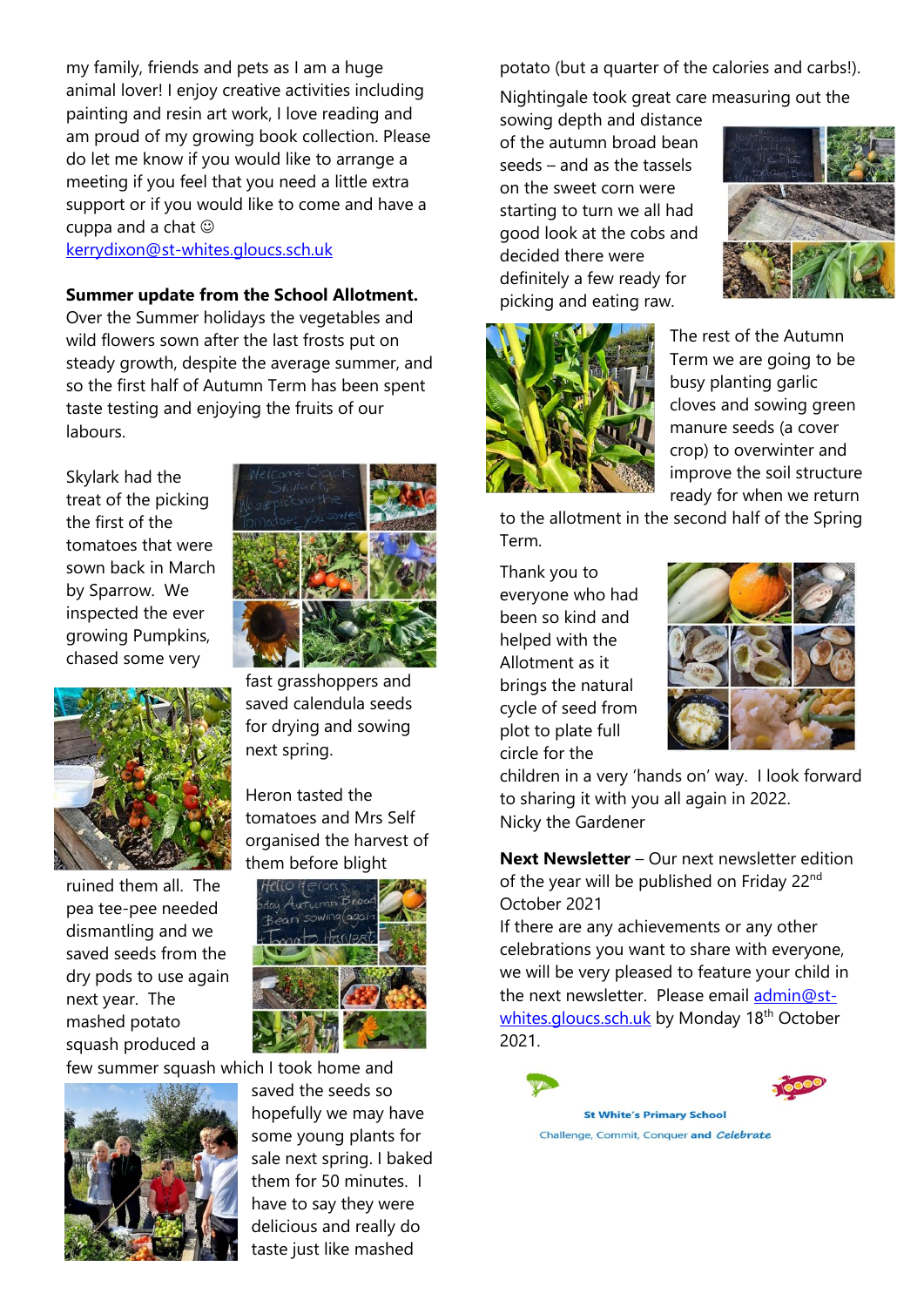my family, friends and pets as I am a huge animal lover! I enjoy creative activities including painting and resin art work, I love reading and am proud of my growing book collection. Please do let me know if you would like to arrange a meeting if you feel that you need a little extra support or if you would like to come and have a cuppa and a chat ☺
kerrydixon@st-whites.gloucs.sch.uk

**Summer update from the School Allotment.**
Over the Summer holidays the vegetables and wild flowers sown after the last frosts put on steady growth, despite the average summer, and so the first half of Autumn Term has been spent taste testing and enjoying the fruits of our labours.

Skylark had the treat of the picking the first of the tomatoes that were sown back in March by Sparrow. We inspected the ever growing Pumpkins, chased some very fast grasshoppers and saved calendula seeds for drying and sowing next spring.

Heron tasted the tomatoes and Mrs Self organised the harvest of them before blight ruined them all. The pea tee-pee needed dismantling and we saved seeds from the dry pods to use again next year. The mashed potato squash produced a few summer squash which I took home and saved the seeds so hopefully we may have some young plants for sale next spring. I baked them for 50 minutes. I have to say they were delicious and really do taste just like mashed potato (but a quarter of the calories and carbs!).

Nightingale took great care measuring out the sowing depth and distance of the autumn broad bean seeds – and as the tassels on the sweet corn were starting to turn we all had good look at the cobs and decided there were definitely a few ready for picking and eating raw.

The rest of the Autumn Term we are going to be busy planting garlic cloves and sowing green manure seeds (a cover crop) to overwinter and improve the soil structure ready for when we return to the allotment in the second half of the Spring Term.

Thank you to everyone who had been so kind and helped with the Allotment as it brings the natural cycle of seed from plot to plate full circle for the children in a very 'hands on' way. I look forward to sharing it with you all again in 2022.
Nicky the Gardener

**Next Newsletter** – Our next newsletter edition of the year will be published on Friday 22nd October 2021
If there are any achievements or any other celebrations you want to share with everyone, we will be very pleased to feature your child in the next newsletter. Please email admin@st-whites.gloucs.sch.uk by Monday 18th October 2021.

St White's Primary School
Challenge, Commit, Conquer and *Celebrate*